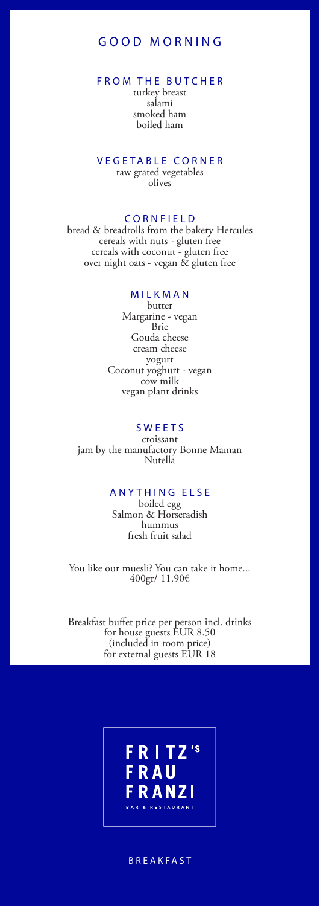# GOOD MORNING

## FROM THE BUTCHER

turkey breast
salami
smoked ham
boiled ham

## VEGETABLE CORNER

raw grated vegetables
olives

## CORNFIELD

bread & breadrolls from the bakery Hercules
cereals with nuts - gluten free
cereals with coconut - gluten free
over night oats - vegan & gluten free

## MILKMAN

butter
Margarine - vegan
Brie
Gouda cheese
cream cheese
yogurt
Coconut yoghurt - vegan
cow milk
vegan plant drinks

## SWEETS

croissant
jam by the manufactory Bonne Maman
Nutella

## ANYTHING ELSE

boiled egg
Salmon & Horseradish
hummus
fresh fruit salad

You like our muesli? You can take it home...
400gr/ 11.90€

Breakfast buffet price per person incl. drinks
for house guests EUR 8.50
(included in room price)
for external guests EUR 18

**FRITZ'S FRAU FRANZI**
BAR & RESTAURANT

BREAKFAST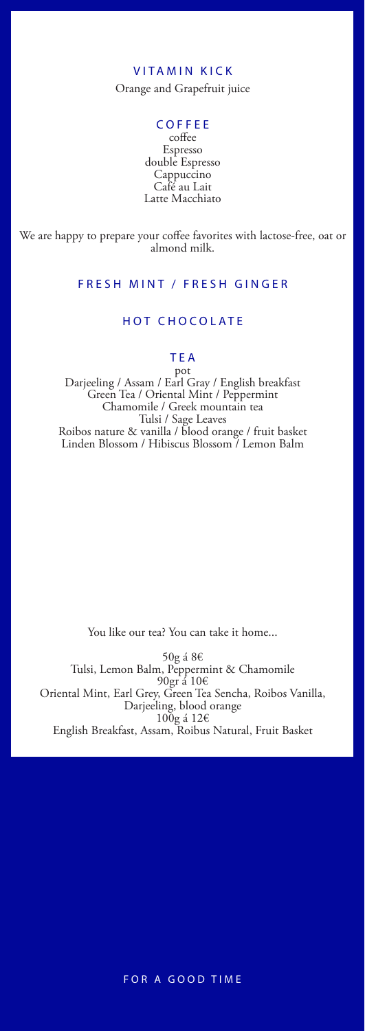## VITAMIN KICK

Orange and Grapefruit juice

## COFFEE

coffee
Espresso
double Espresso
Cappuccino
Café au Lait
Latte Macchiato

We are happy to prepare your coffee favorites with lactose-free, oat or almond milk.

## FRESH MINT / FRESH GINGER

## HOT CHOCOLATE

## TEA

pot
Darjeeling / Assam / Earl Gray / English breakfast
Green Tea / Oriental Mint / Peppermint
Chamomile / Greek mountain tea
Tulsi / Sage Leaves
Roibos nature & vanilla / blood orange / fruit basket
Linden Blossom / Hibiscus Blossom / Lemon Balm

You like our tea? You can take it home...

50g á 8€
Tulsi, Lemon Balm, Peppermint & Chamomile
90gr á 10€
Oriental Mint, Earl Grey, Green Tea Sencha, Roibos Vanilla, Darjeeling, blood orange
100g á 12€
English Breakfast, Assam, Roibus Natural, Fruit Basket

FOR A GOOD TIME